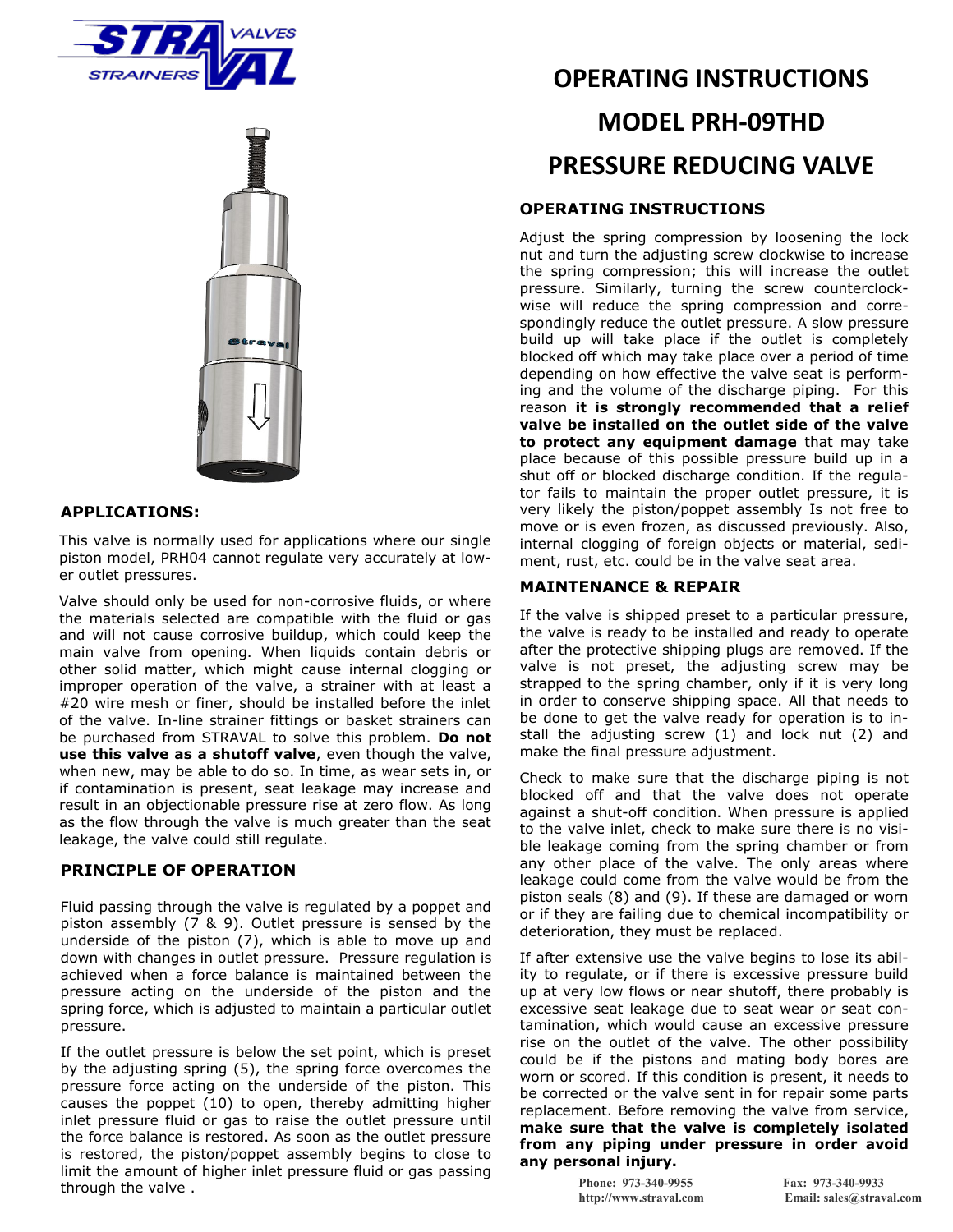# OPERATING INSTRUCTIONS

# MODEL PRH-09THD

# PRESSURE REDUCING VALVE

## APPLICATIONS:

This valve is normally used for applications where our single piston model, PRH04 cannot regulate very accurately at lower outlet pressures.

Valve should only be used for non-corrosive fluids, or where the materials selected are compatible with the fluid or gas and will not cause corrosive buildup, which could keep the main valve from opening. When liquids contain debris or other solid matter, which might cause internal clogging or improper operation of the valve, a strainer with at least a #20 wire mesh or finer, should be installed before the inlet of the valve. In-line strainer fittings or basket strainers can be purchased from STRAVAL to solve this problem. **Do not use this valve as a shutoff valve**, even though the valve, when new, may be able to do so. In time, as wear sets in, or if contamination is present, seat leakage may increase and result in an objectionable pressure rise at zero flow. As long as the flow through the valve is much greater than the seat leakage, the valve could still regulate.

## PRINCIPLE OF OPERATION

Fluid passing through the valve is regulated by a poppet and piston assembly (7 & 9). Outlet pressure is sensed by the underside of the piston (7), which is able to move up and down with changes in outlet pressure. Pressure regulation is achieved when a force balance is maintained between the pressure acting on the underside of the piston and the spring force, which is adjusted to maintain a particular outlet pressure.

If the outlet pressure is below the set point, which is preset by the adjusting spring (5), the spring force overcomes the pressure force acting on the underside of the piston. This causes the poppet (10) to open, thereby admitting higher inlet pressure fluid or gas to raise the outlet pressure until the force balance is restored. As soon as the outlet pressure is restored, the piston/poppet assembly begins to close to limit the amount of higher inlet pressure fluid or gas passing through the valve .

## OPERATING INSTRUCTIONS

Adjust the spring compression by loosening the lock nut and turn the adjusting screw clockwise to increase the spring compression; this will increase the outlet pressure. Similarly, turning the screw counterclockwise will reduce the spring compression and correspondingly reduce the outlet pressure. A slow pressure build up will take place if the outlet is completely blocked off which may take place over a period of time depending on how effective the valve seat is performing and the volume of the discharge piping. For this reason **it is strongly recommended that a relief valve be installed on the outlet side of the valve to protect any equipment damage** that may take place because of this possible pressure build up in a shut off or blocked discharge condition. If the regulator fails to maintain the proper outlet pressure, it is very likely the piston/poppet assembly Is not free to move or is even frozen, as discussed previously. Also, internal clogging of foreign objects or material, sediment, rust, etc. could be in the valve seat area.

## MAINTENANCE & REPAIR

If the valve is shipped preset to a particular pressure, the valve is ready to be installed and ready to operate after the protective shipping plugs are removed. If the valve is not preset, the adjusting screw may be strapped to the spring chamber, only if it is very long in order to conserve shipping space. All that needs to be done to get the valve ready for operation is to install the adjusting screw (1) and lock nut (2) and make the final pressure adjustment.

Check to make sure that the discharge piping is not blocked off and that the valve does not operate against a shut-off condition. When pressure is applied to the valve inlet, check to make sure there is no visible leakage coming from the spring chamber or from any other place of the valve. The only areas where leakage could come from the outlet of the valve would be from the piston seals (8) and (9). If these are damaged or worn or if they are failing due to chemical incompatibility or deterioration, they must be replaced.

If after extensive use the valve begins to lose its ability to regulate, or if there is excessive pressure build up at very low flows or near shutoff, there probably is excessive seat leakage due to seat wear or seat contamination, which would cause an excessive pressure rise on the outlet of the valve. The other possibility could be if the pistons and mating body bores are worn or scored. If this condition is present, it needs to be corrected or the valve sent in for repair some parts replacement. Before removing the valve from service, **make sure that the valve is completely isolated from any piping under pressure in order avoid any personal injury.**

Phone: 973-340-9955 Fax: 973-340-9933
http://www.straval.com Email: sales@straval.com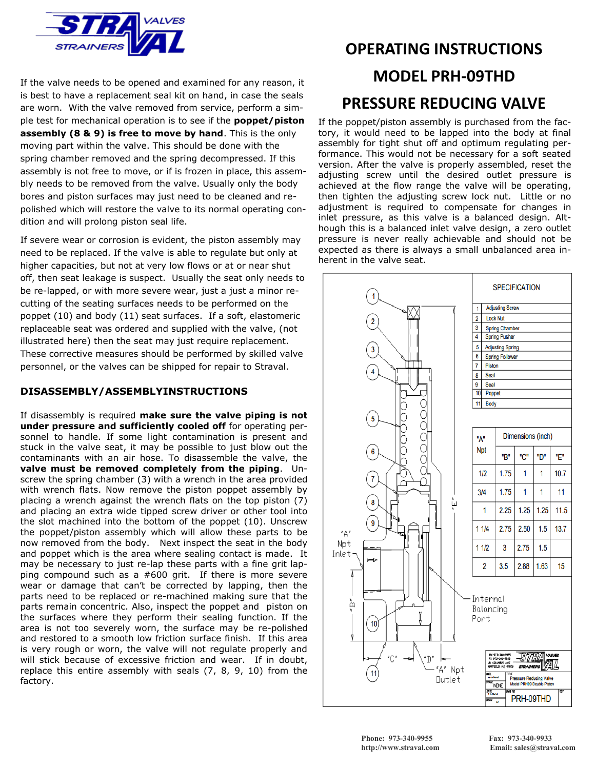If the valve needs to be opened and examined for any reason, it is best to have a replacement seal kit on hand, in case the seals are worn. With the valve removed from service, perform a simple test for mechanical operation is to see if the **poppet/piston assembly (8 & 9) is free to move by hand**. This is the only moving part within the valve. This should be done with the spring chamber removed and the spring decompressed. If this assembly is not free to move, or if is frozen in place, this assembly needs to be removed from the valve. Usually only the body bores and piston surfaces may just need to be cleaned and re-polished which will restore the valve to its normal operating condition and will prolong piston seal life.

If severe wear or corrosion is evident, the piston assembly may need to be replaced. If the valve is able to regulate but only at higher capacities, but not at very low flows or at or near shut off, then seat leakage is suspect. Usually the seat only needs to be re-lapped, or with more severe wear, just a just a minor re-cutting of the seating surfaces needs to be performed on the poppet (10) and body (11) seat surfaces. If a soft, elastomeric replaceable seat was ordered and supplied with the valve, (not illustrated here) then the seat may just require replacement. These corrective measures should be performed by skilled valve personnel, or the valves can be shipped for repair to Straval.

**DISASSEMBLY/ASSEMBLYINSTRUCTIONS**

If disassembly is required **make sure the valve piping is not under pressure and sufficiently cooled off** for operating personnel to handle. If some light contamination is present and stuck in the valve seat, it may be possible to just blow out the contaminants with an air hose. To disassemble the valve, the **valve must be removed completely from the piping**. Unscrew the spring chamber (3) with a wrench in the area provided with wrench flats. Now remove the piston poppet assembly by placing a wrench against the wrench flats on the top piston (7) and placing an extra wide tipped screw driver or other tool into the slot machined into the bottom of the poppet (10). Unscrew the poppet/piston assembly which will allow these parts to be now removed from the body. Next inspect the seat in the body and poppet which is the area where sealing contact is made. It may be necessary to just re-lap these parts with a fine grit lapping compound such as a #600 grit. If there is more severe wear or damage that can't be corrected by lapping, then the parts need to be replaced or re-machined making sure that the parts remain concentric. Also, inspect the poppet and piston on the surfaces where they perform their sealing function. If the area is not too severely worn, the surface may be re-polished and restored to a smooth low friction surface finish. If this area is very rough or worn, the valve will not regulate properly and will stick because of excessive friction and wear. If in doubt, replace this entire assembly with seals (7, 8, 9, 10) from the factory.

# OPERATING INSTRUCTIONS
# MODEL PRH-09THD
# PRESSURE REDUCING VALVE

If the poppet/piston assembly is purchased from the factory, it would need to be lapped into the body at final assembly for tight shut off and optimum regulating performance. This would not be necessary for a soft seated version. After the valve is properly assembled, reset the adjusting screw until the desired outlet pressure is achieved at the flow range the valve will be operating, then tighten the adjusting screw lock nut. Little or no adjustment is required to compensate for changes in inlet pressure, as this valve is a balanced design. Although this is a balanced inlet valve design, a zero outlet pressure is never really achievable and should not be expected as there is always a small unbalanced area inherent in the valve seat.

SPECIFICATION

| | |
|---|---|
| 1 | Adjusting Screw |
| 2 | Lock Nut |
| 3 | Spring Chamber |
| 4 | Spring Pusher |
| 5 | Adjusting Spring |
| 6 | Spring Follower |
| 7 | Piston |
| 8 | Seal |
| 9 | Seal |
| 10 | Poppet |
| 11 | Body |

| "A" Npt | Dimensions (inch) | | | |
|---|---|---|---|---|
| | "B" | "C" | "D" | "E" |
| 1/2 | 1.75 | 1 | 1 | 10.7 |
| 3/4 | 1.75 | 1 | 1 | 11 |
| 1 | 2.25 | 1.25 | 1.25 | 11.5 |
| 1 1/4 | 2.75 | 2.50 | 1.5 | 13.7 |
| 1 1/2 | 3 | 2.75 | 1.5 | |
| 2 | 3.5 | 2.88 | 1.63 | 15 |

"A" Npt Inlet

"A" Npt Outlet

Internal Balancing Port

"B" "C" "D" "E"

Pressure Reducing Valve
Model PRH09 Double Piston
PRH-09THD

Phone: 973-340-9955
http://www.straval.com

Fax: 973-340-9933
Email: sales@straval.com